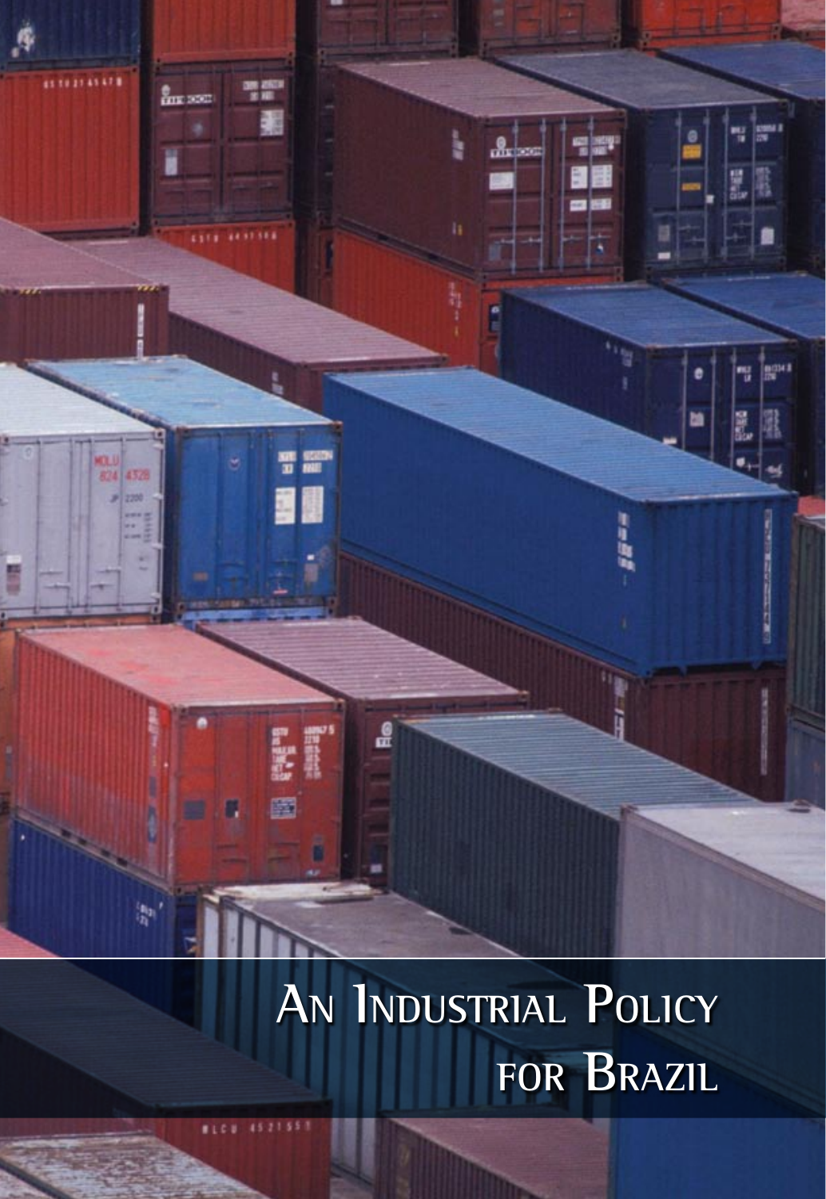# An Industrial Policy for Brazil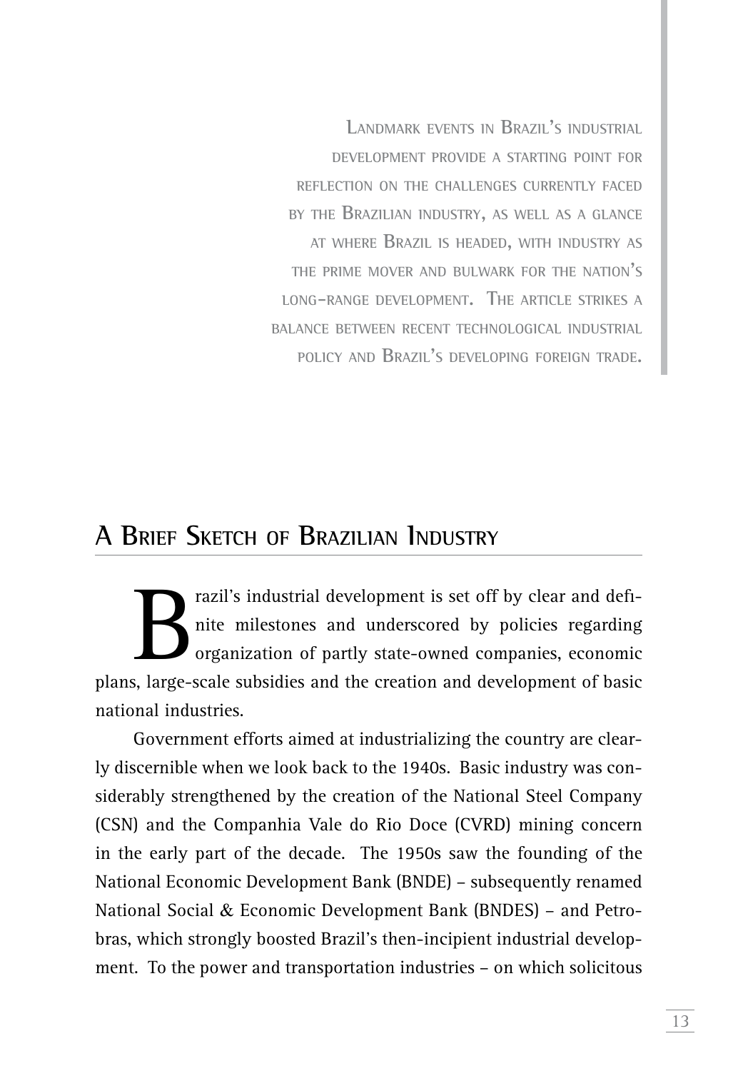Landmark events in Brazil's industrial development provide a starting point for reflection on the challenges currently faced by the Brazilian industry, as well as a glance at where Brazil is headed, with industry as the prime mover and bulwark for the nation's long-range development. The article strikes a balance between recent technological industrial policy and Brazil's developing foreign trade.

## A Brief Sketch of Brazilian Industry

Brazil's industrial development is set off by clear and definite milestones and underscored by policies regarding organization of partly state-owned companies, economic plans, large-scale subsidies and the creation and development of basic national industries.

Government efforts aimed at industrializing the country are clearly discernible when we look back to the 1940s. Basic industry was considerably strengthened by the creation of the National Steel Company (CSN) and the Companhia Vale do Rio Doce (CVRD) mining concern in the early part of the decade. The 1950s saw the founding of the National Economic Development Bank (BNDE) – subsequently renamed National Social & Economic Development Bank (BNDES) – and Petrobras, which strongly boosted Brazil's then-incipient industrial development. To the power and transportation industries – on which solicitous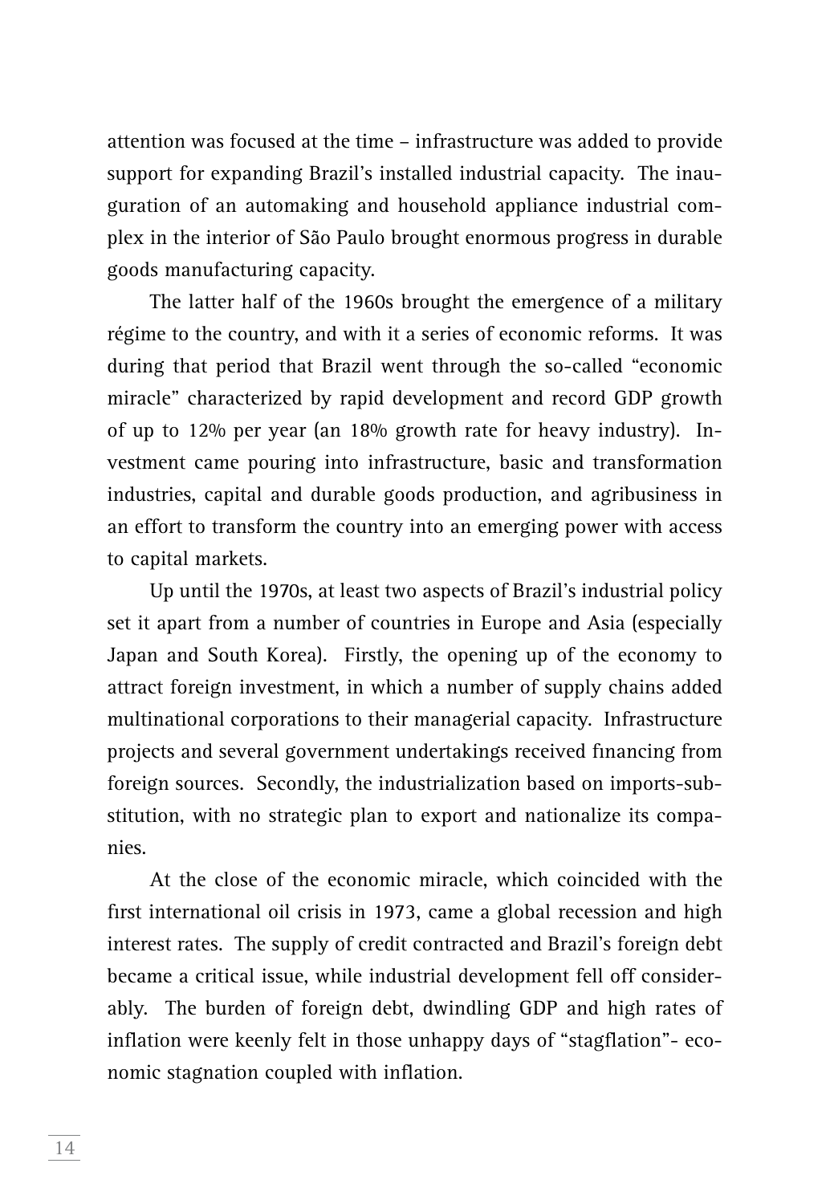attention was focused at the time – infrastructure was added to provide support for expanding Brazil's installed industrial capacity. The inauguration of an automaking and household appliance industrial complex in the interior of São Paulo brought enormous progress in durable goods manufacturing capacity.

The latter half of the 1960s brought the emergence of a military régime to the country, and with it a series of economic reforms. It was during that period that Brazil went through the so-called "economic miracle" characterized by rapid development and record GDP growth of up to 12% per year (an 18% growth rate for heavy industry). Investment came pouring into infrastructure, basic and transformation industries, capital and durable goods production, and agribusiness in an effort to transform the country into an emerging power with access to capital markets.

Up until the 1970s, at least two aspects of Brazil's industrial policy set it apart from a number of countries in Europe and Asia (especially Japan and South Korea). Firstly, the opening up of the economy to attract foreign investment, in which a number of supply chains added multinational corporations to their managerial capacity. Infrastructure projects and several government undertakings received financing from foreign sources. Secondly, the industrialization based on imports-substitution, with no strategic plan to export and nationalize its companies.

At the close of the economic miracle, which coincided with the first international oil crisis in 1973, came a global recession and high interest rates. The supply of credit contracted and Brazil's foreign debt became a critical issue, while industrial development fell off considerably. The burden of foreign debt, dwindling GDP and high rates of inflation were keenly felt in those unhappy days of "stagflation"- economic stagnation coupled with inflation.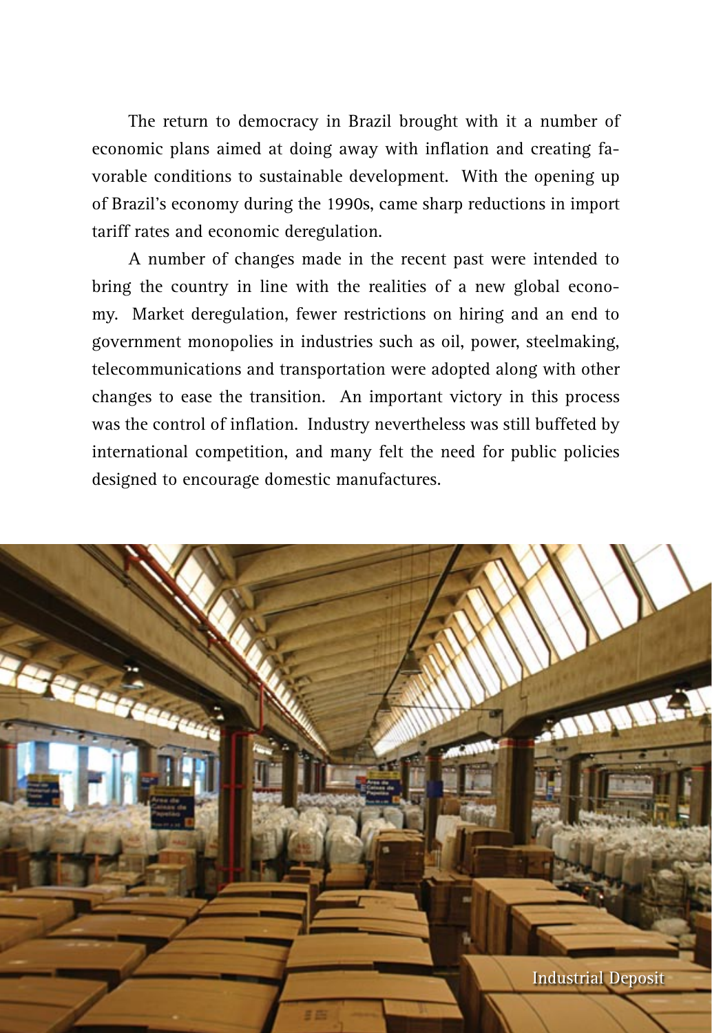The return to democracy in Brazil brought with it a number of economic plans aimed at doing away with inflation and creating favorable conditions to sustainable development. With the opening up of Brazil's economy during the 1990s, came sharp reductions in import tariff rates and economic deregulation.

A number of changes made in the recent past were intended to bring the country in line with the realities of a new global economy. Market deregulation, fewer restrictions on hiring and an end to government monopolies in industries such as oil, power, steelmaking, telecommunications and transportation were adopted along with other changes to ease the transition. An important victory in this process was the control of inflation. Industry nevertheless was still buffeted by international competition, and many felt the need for public policies designed to encourage domestic manufactures.

Industrial Deposit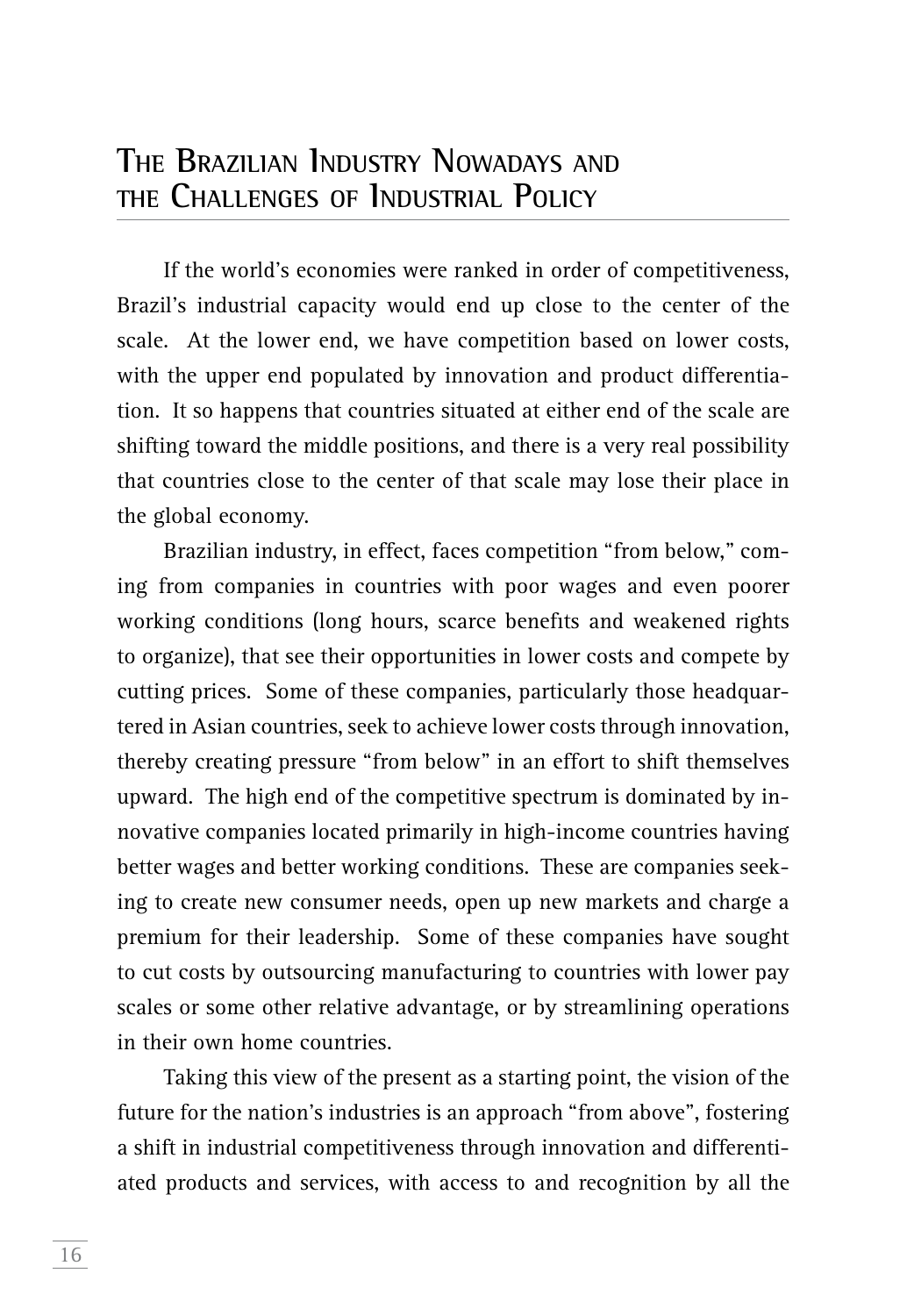# The Brazilian Industry Nowadays and the Challenges of Industrial Policy

If the world's economies were ranked in order of competitiveness, Brazil's industrial capacity would end up close to the center of the scale. At the lower end, we have competition based on lower costs, with the upper end populated by innovation and product differentiation. It so happens that countries situated at either end of the scale are shifting toward the middle positions, and there is a very real possibility that countries close to the center of that scale may lose their place in the global economy.

Brazilian industry, in effect, faces competition "from below," coming from companies in countries with poor wages and even poorer working conditions (long hours, scarce benefits and weakened rights to organize), that see their opportunities in lower costs and compete by cutting prices. Some of these companies, particularly those headquartered in Asian countries, seek to achieve lower costs through innovation, thereby creating pressure "from below" in an effort to shift themselves upward. The high end of the competitive spectrum is dominated by innovative companies located primarily in high-income countries having better wages and better working conditions. These are companies seeking to create new consumer needs, open up new markets and charge a premium for their leadership. Some of these companies have sought to cut costs by outsourcing manufacturing to countries with lower pay scales or some other relative advantage, or by streamlining operations in their own home countries.

Taking this view of the present as a starting point, the vision of the future for the nation's industries is an approach "from above", fostering a shift in industrial competitiveness through innovation and differentiated products and services, with access to and recognition by all the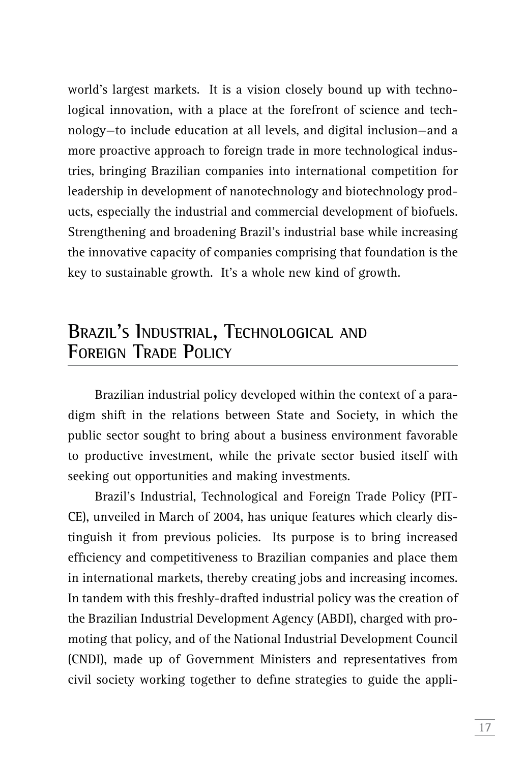world's largest markets. It is a vision closely bound up with technological innovation, with a place at the forefront of science and technology—to include education at all levels, and digital inclusion—and a more proactive approach to foreign trade in more technological industries, bringing Brazilian companies into international competition for leadership in development of nanotechnology and biotechnology products, especially the industrial and commercial development of biofuels. Strengthening and broadening Brazil's industrial base while increasing the innovative capacity of companies comprising that foundation is the key to sustainable growth. It's a whole new kind of growth.

## Brazil's Industrial, Technological and Foreign Trade Policy

Brazilian industrial policy developed within the context of a paradigm shift in the relations between State and Society, in which the public sector sought to bring about a business environment favorable to productive investment, while the private sector busied itself with seeking out opportunities and making investments.

Brazil's Industrial, Technological and Foreign Trade Policy (PITCE), unveiled in March of 2004, has unique features which clearly distinguish it from previous policies. Its purpose is to bring increased efficiency and competitiveness to Brazilian companies and place them in international markets, thereby creating jobs and increasing incomes. In tandem with this freshly-drafted industrial policy was the creation of the Brazilian Industrial Development Agency (ABDI), charged with promoting that policy, and of the National Industrial Development Council (CNDI), made up of Government Ministers and representatives from civil society working together to define strategies to guide the appli-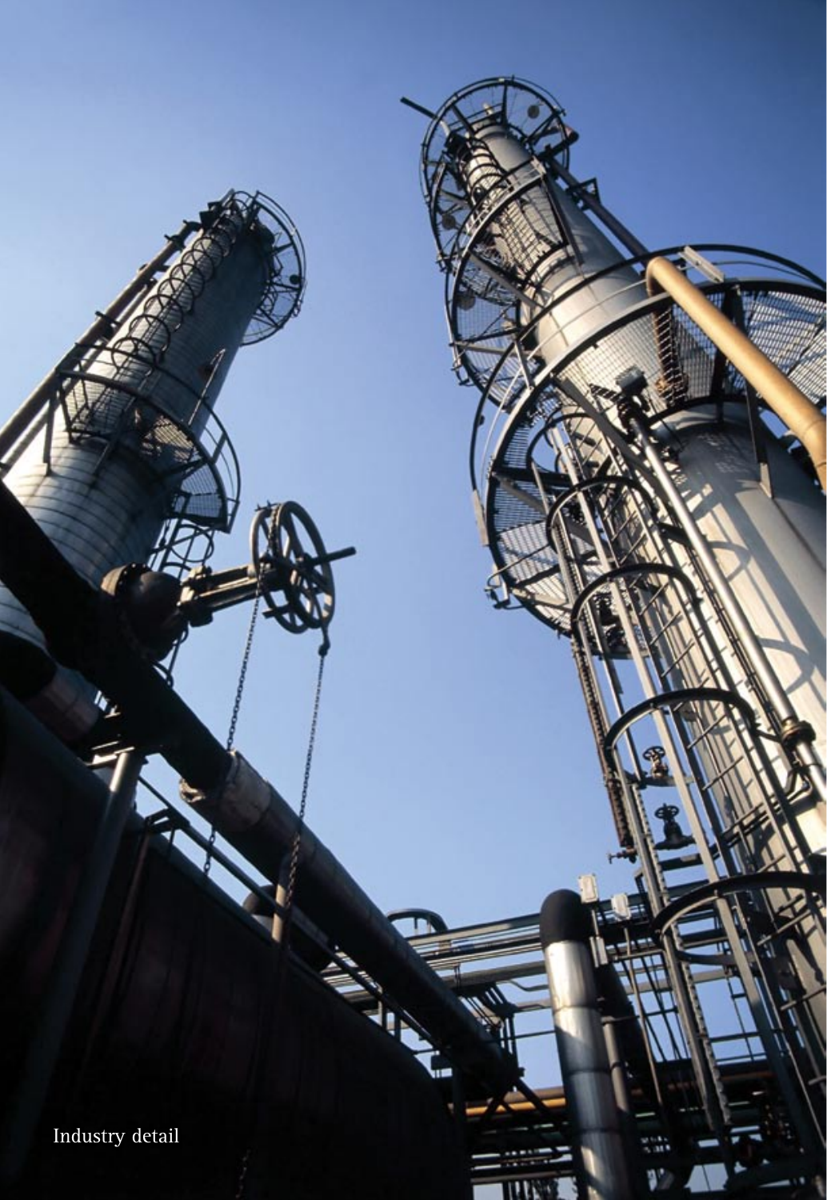Industry detail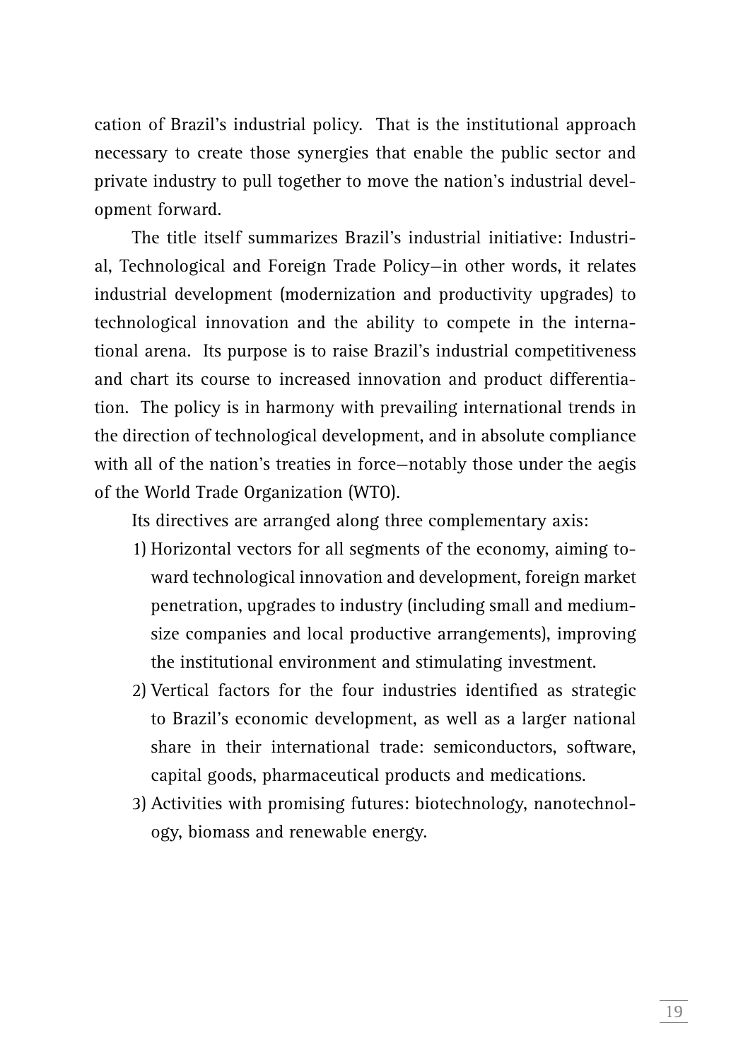cation of Brazil's industrial policy. That is the institutional approach necessary to create those synergies that enable the public sector and private industry to pull together to move the nation's industrial development forward.

The title itself summarizes Brazil's industrial initiative: Industrial, Technological and Foreign Trade Policy—in other words, it relates industrial development (modernization and productivity upgrades) to technological innovation and the ability to compete in the international arena. Its purpose is to raise Brazil's industrial competitiveness and chart its course to increased innovation and product differentiation. The policy is in harmony with prevailing international trends in the direction of technological development, and in absolute compliance with all of the nation's treaties in force—notably those under the aegis of the World Trade Organization (WTO).

Its directives are arranged along three complementary axis:

1) Horizontal vectors for all segments of the economy, aiming toward technological innovation and development, foreign market penetration, upgrades to industry (including small and medium-size companies and local productive arrangements), improving the institutional environment and stimulating investment.
2) Vertical factors for the four industries identified as strategic to Brazil's economic development, as well as a larger national share in their international trade: semiconductors, software, capital goods, pharmaceutical products and medications.
3) Activities with promising futures: biotechnology, nanotechnology, biomass and renewable energy.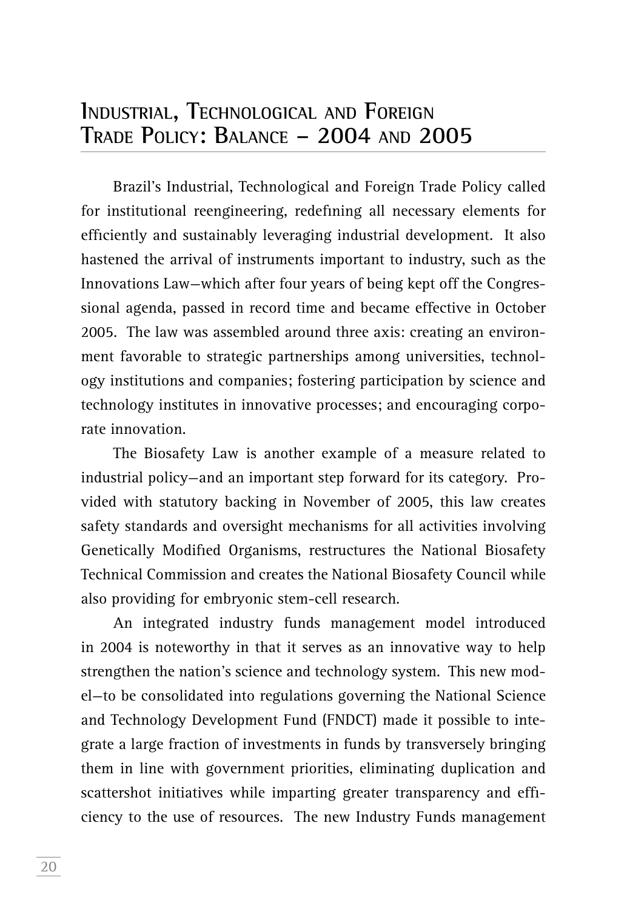## Industrial, Technological and Foreign Trade Policy: Balance – 2004 and 2005

Brazil's Industrial, Technological and Foreign Trade Policy called for institutional reengineering, redefining all necessary elements for efficiently and sustainably leveraging industrial development. It also hastened the arrival of instruments important to industry, such as the Innovations Law—which after four years of being kept off the Congressional agenda, passed in record time and became effective in October 2005. The law was assembled around three axis: creating an environment favorable to strategic partnerships among universities, technology institutions and companies; fostering participation by science and technology institutes in innovative processes; and encouraging corporate innovation.

The Biosafety Law is another example of a measure related to industrial policy—and an important step forward for its category. Provided with statutory backing in November of 2005, this law creates safety standards and oversight mechanisms for all activities involving Genetically Modified Organisms, restructures the National Biosafety Technical Commission and creates the National Biosafety Council while also providing for embryonic stem-cell research.

An integrated industry funds management model introduced in 2004 is noteworthy in that it serves as an innovative way to help strengthen the nation's science and technology system. This new model—to be consolidated into regulations governing the National Science and Technology Development Fund (FNDCT) made it possible to integrate a large fraction of investments in funds by transversely bringing them in line with government priorities, eliminating duplication and scattershot initiatives while imparting greater transparency and efficiency to the use of resources. The new Industry Funds management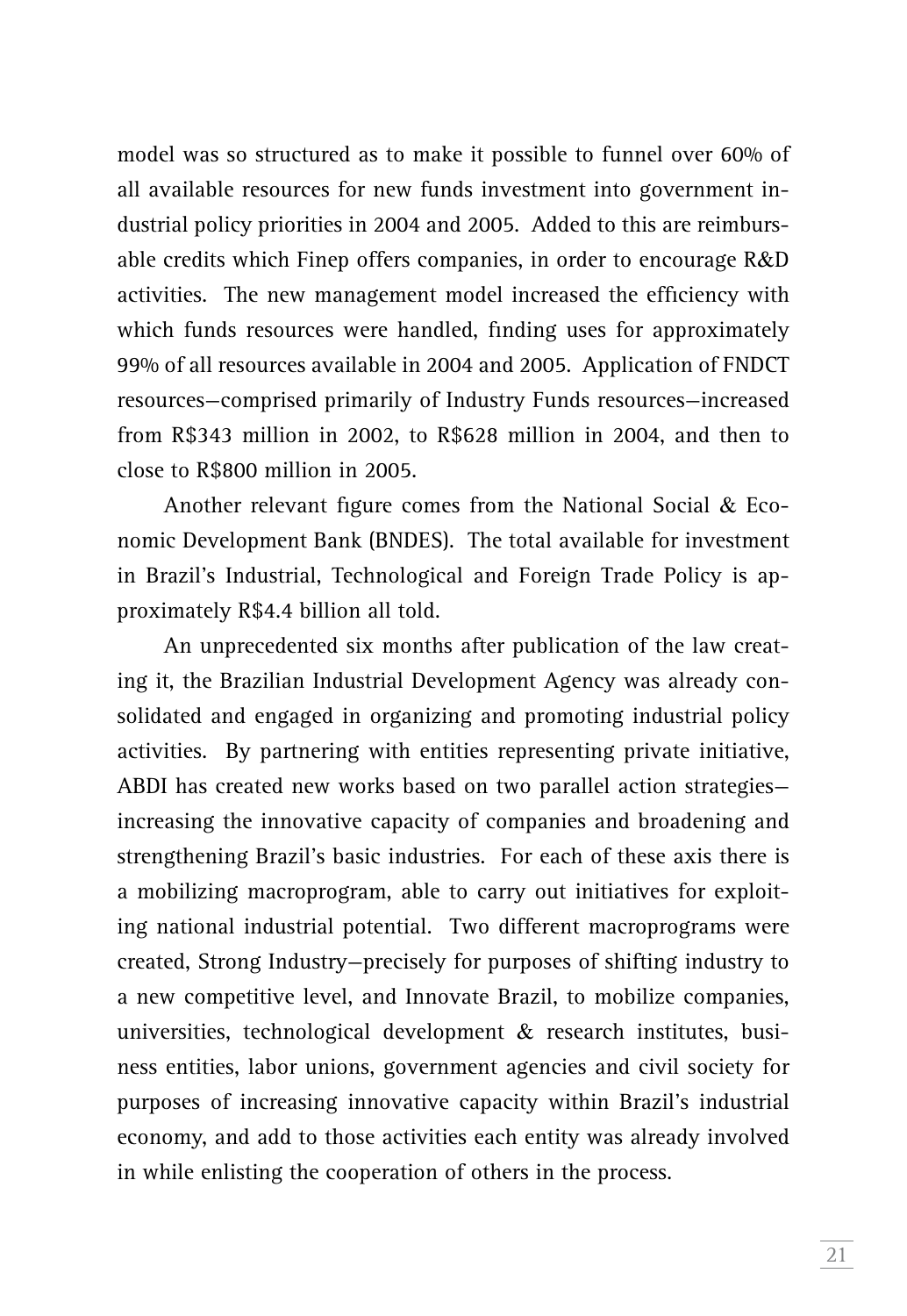model was so structured as to make it possible to funnel over 60% of all available resources for new funds investment into government industrial policy priorities in 2004 and 2005. Added to this are reimbursable credits which Finep offers companies, in order to encourage R&D activities. The new management model increased the efficiency with which funds resources were handled, finding uses for approximately 99% of all resources available in 2004 and 2005. Application of FNDCT resources—comprised primarily of Industry Funds resources—increased from R$343 million in 2002, to R$628 million in 2004, and then to close to R$800 million in 2005.

Another relevant figure comes from the National Social & Economic Development Bank (BNDES). The total available for investment in Brazil's Industrial, Technological and Foreign Trade Policy is approximately R$4.4 billion all told.

An unprecedented six months after publication of the law creating it, the Brazilian Industrial Development Agency was already consolidated and engaged in organizing and promoting industrial policy activities. By partnering with entities representing private initiative, ABDI has created new works based on two parallel action strategies—increasing the innovative capacity of companies and broadening and strengthening Brazil's basic industries. For each of these axis there is a mobilizing macroprogram, able to carry out initiatives for exploiting national industrial potential. Two different macroprograms were created, Strong Industry—precisely for purposes of shifting industry to a new competitive level, and Innovate Brazil, to mobilize companies, universities, technological development & research institutes, business entities, labor unions, government agencies and civil society for purposes of increasing innovative capacity within Brazil's industrial economy, and add to those activities each entity was already involved in while enlisting the cooperation of others in the process.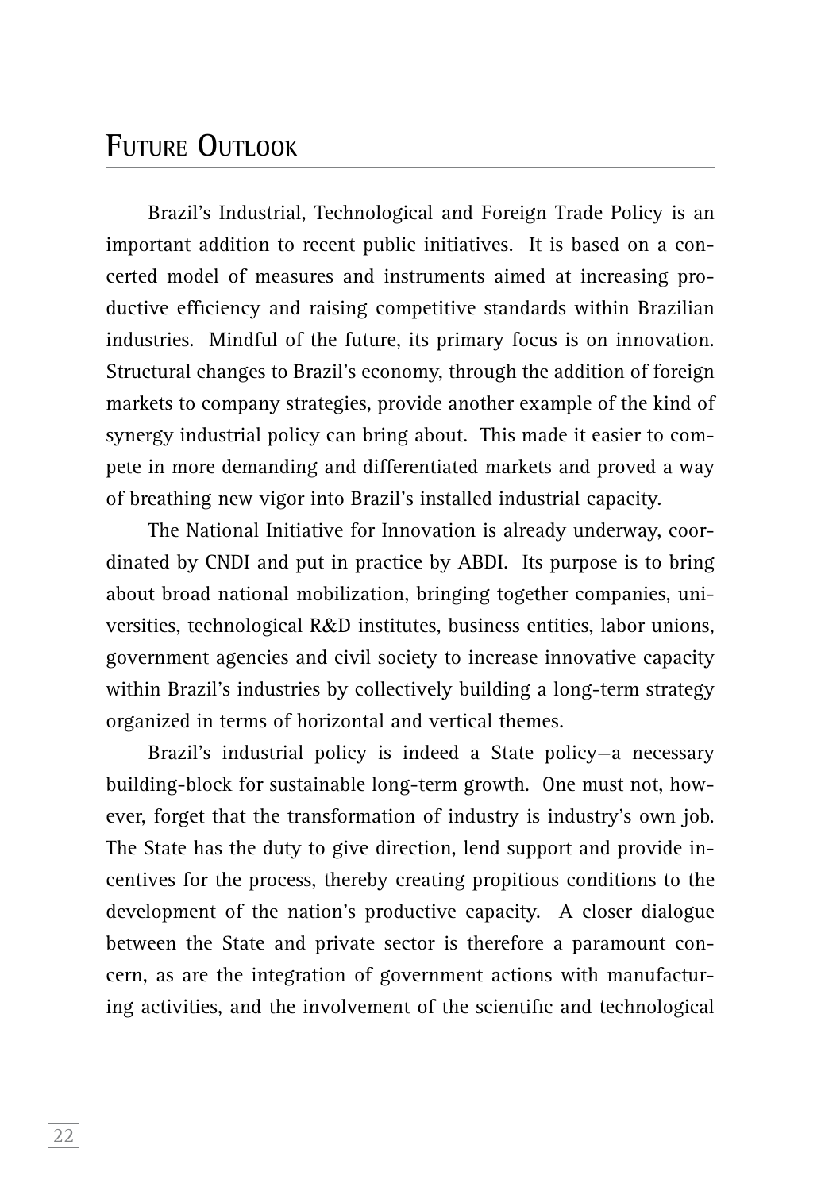## Future Outlook

Brazil's Industrial, Technological and Foreign Trade Policy is an important addition to recent public initiatives. It is based on a concerted model of measures and instruments aimed at increasing productive efficiency and raising competitive standards within Brazilian industries. Mindful of the future, its primary focus is on innovation. Structural changes to Brazil's economy, through the addition of foreign markets to company strategies, provide another example of the kind of synergy industrial policy can bring about. This made it easier to compete in more demanding and differentiated markets and proved a way of breathing new vigor into Brazil's installed industrial capacity.

The National Initiative for Innovation is already underway, coordinated by CNDI and put in practice by ABDI. Its purpose is to bring about broad national mobilization, bringing together companies, universities, technological R&D institutes, business entities, labor unions, government agencies and civil society to increase innovative capacity within Brazil's industries by collectively building a long-term strategy organized in terms of horizontal and vertical themes.

Brazil's industrial policy is indeed a State policy—a necessary building-block for sustainable long-term growth. One must not, however, forget that the transformation of industry is industry's own job. The State has the duty to give direction, lend support and provide incentives for the process, thereby creating propitious conditions to the development of the nation's productive capacity. A closer dialogue between the State and private sector is therefore a paramount concern, as are the integration of government actions with manufacturing activities, and the involvement of the scientific and technological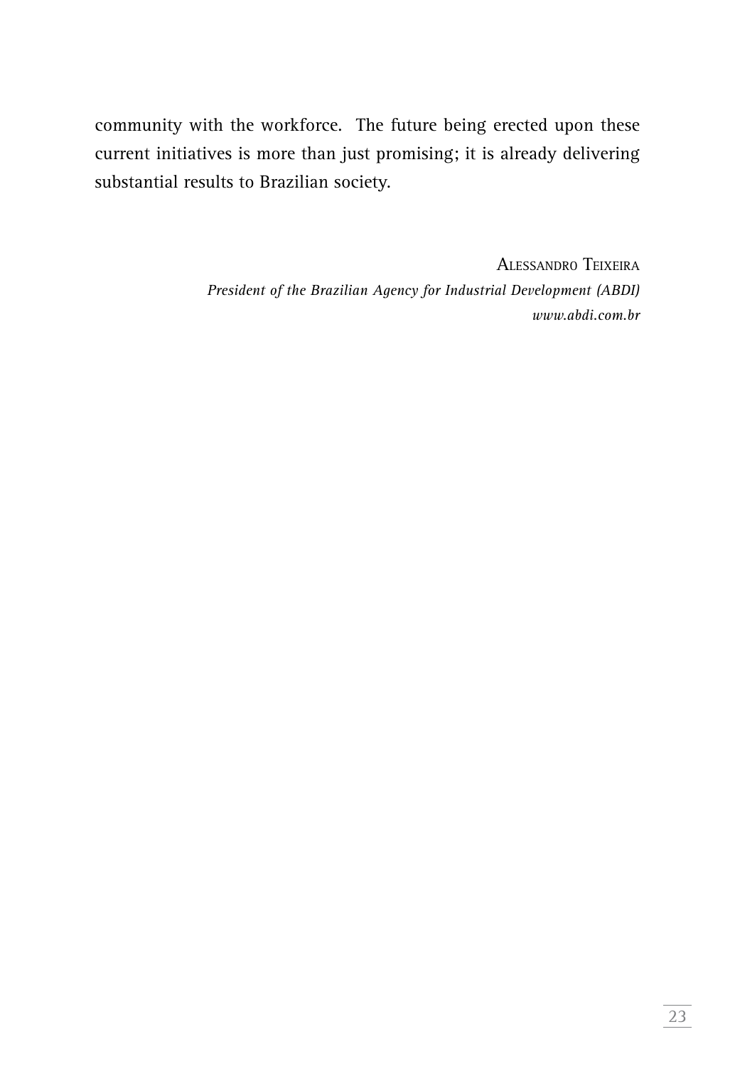community with the workforce. The future being erected upon these current initiatives is more than just promising; it is already delivering substantial results to Brazilian society.

Alessandro Teixeira
*President of the Brazilian Agency for Industrial Development (ABDI)*
*www.abdi.com.br*